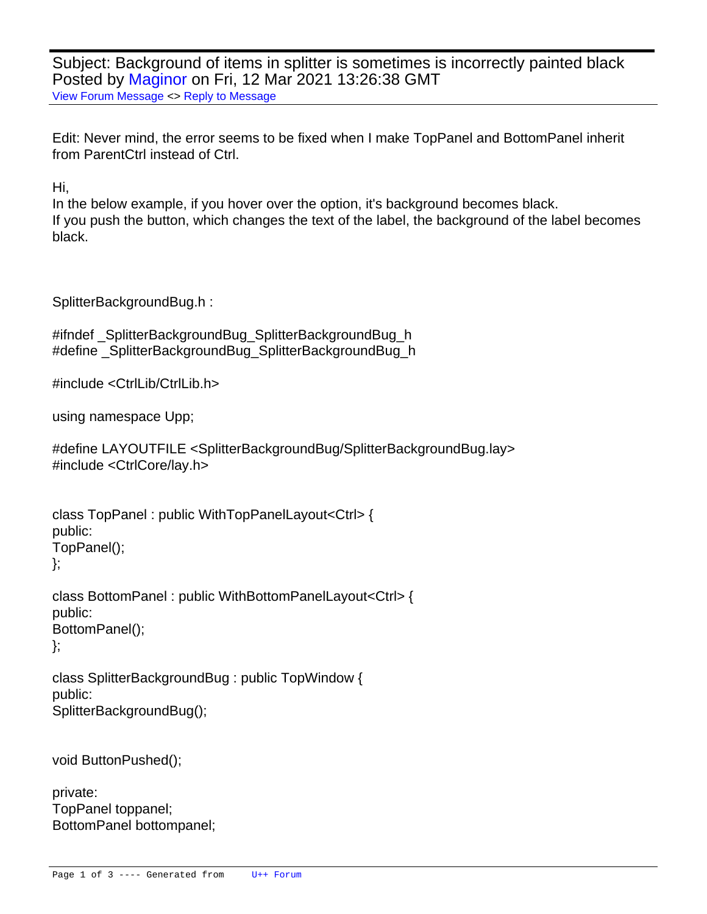Subject: Background of items in splitter is sometimes is incorrectly painted black
Posted by Maginor on Fri, 12 Mar 2021 13:26:38 GMT
View Forum Message <> Reply to Message

Edit: Never mind, the error seems to be fixed when I make TopPanel and BottomPanel inherit from ParentCtrl instead of Ctrl.

Hi,
In the below example, if you hover over the option, it's background becomes black.
If you push the button, which changes the text of the label, the background of the label becomes black.

SplitterBackgroundBug.h :

```
#ifndef _SplitterBackgroundBug_SplitterBackgroundBug_h
#define _SplitterBackgroundBug_SplitterBackgroundBug_h

#include <CtrlLib/CtrlLib.h>

using namespace Upp;

#define LAYOUTFILE <SplitterBackgroundBug/SplitterBackgroundBug.lay>
#include <CtrlCore/lay.h>


class TopPanel : public WithTopPanelLayout<Ctrl> {
public:
TopPanel();
};

class BottomPanel : public WithBottomPanelLayout<Ctrl> {
public:
BottomPanel();
};

class SplitterBackgroundBug : public TopWindow {
public:
SplitterBackgroundBug();


void ButtonPushed();

private:
TopPanel toppanel;
BottomPanel bottompanel;
```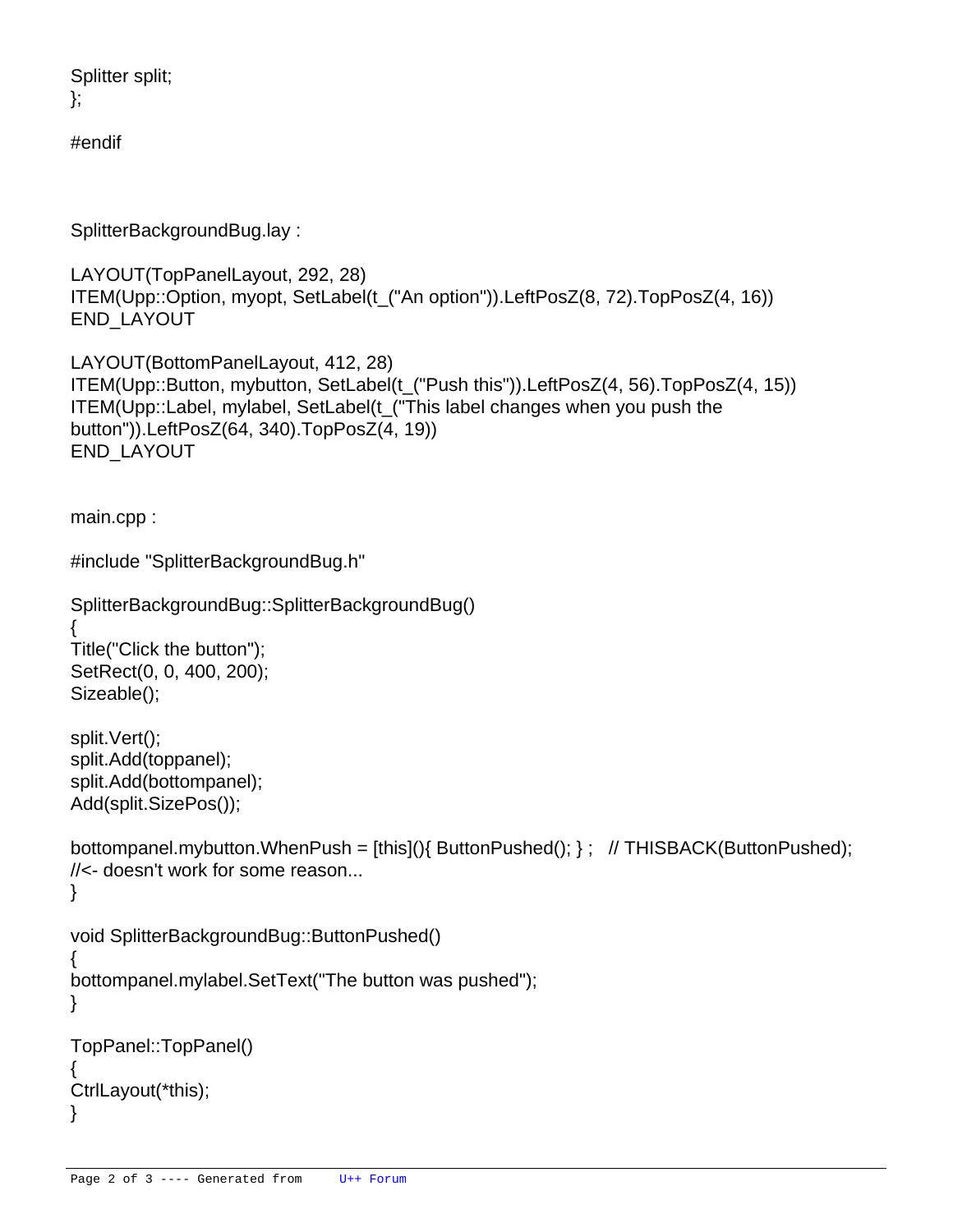```
Splitter split;
};

#endif
```

SplitterBackgroundBug.lay :

```
LAYOUT(TopPanelLayout, 292, 28)
ITEM(Upp::Option, myopt, SetLabel(t_("An option")).LeftPosZ(8, 72).TopPosZ(4, 16))
END_LAYOUT

LAYOUT(BottomPanelLayout, 412, 28)
ITEM(Upp::Button, mybutton, SetLabel(t_("Push this")).LeftPosZ(4, 56).TopPosZ(4, 15))
ITEM(Upp::Label, mylabel, SetLabel(t_("This label changes when you push the
button")).LeftPosZ(64, 340).TopPosZ(4, 19))
END_LAYOUT
```

main.cpp :

```
#include "SplitterBackgroundBug.h"

SplitterBackgroundBug::SplitterBackgroundBug()
{
Title("Click the button");
SetRect(0, 0, 400, 200);
Sizeable();

split.Vert();
split.Add(toppanel);
split.Add(bottompanel);
Add(split.SizePos());

bottompanel.mybutton.WhenPush = [this](){ ButtonPushed(); } ;   // THISBACK(ButtonPushed);
//<- doesn't work for some reason...
}

void SplitterBackgroundBug::ButtonPushed()
{
bottompanel.mylabel.SetText("The button was pushed");
}

TopPanel::TopPanel()
{
CtrlLayout(*this);
}
```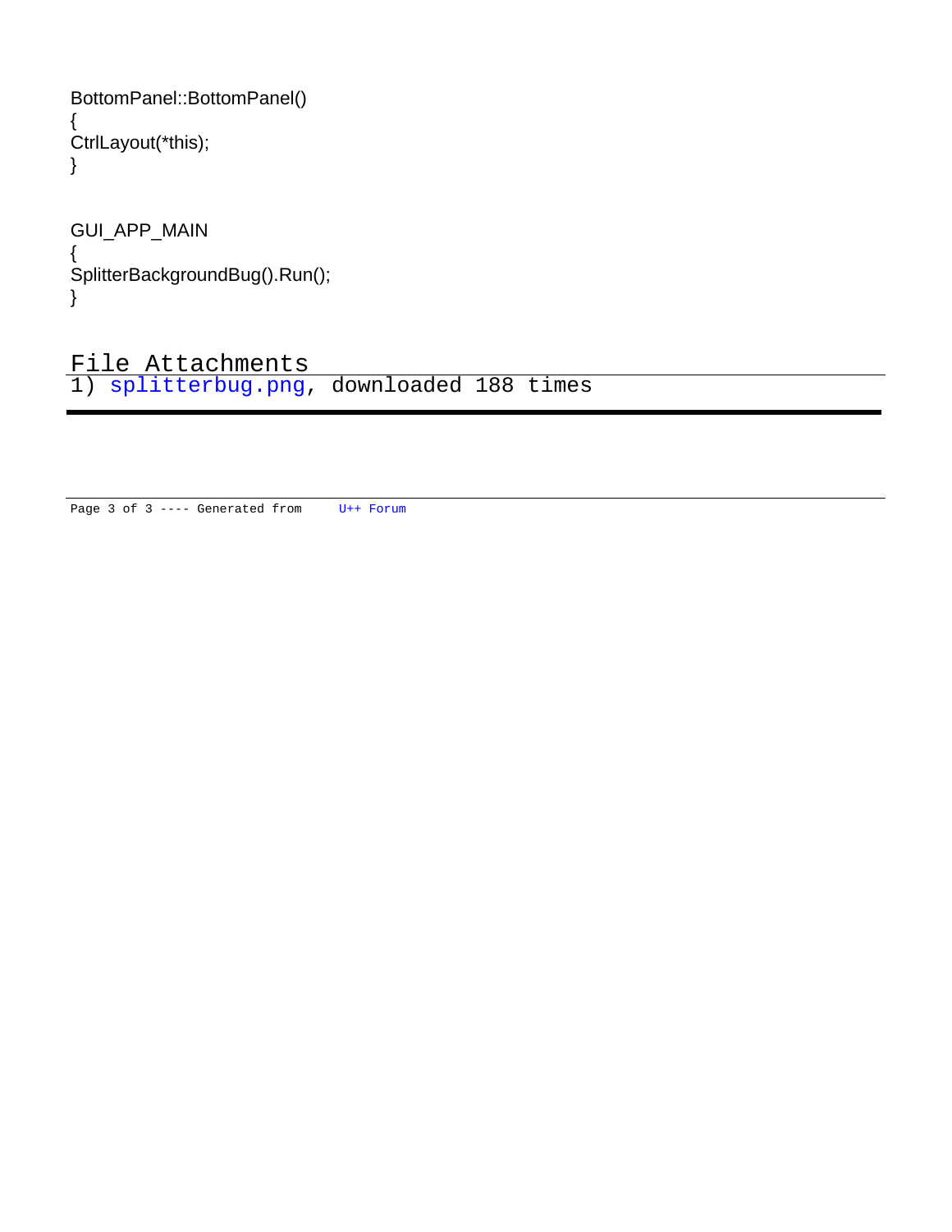```
BottomPanel::BottomPanel()
{
CtrlLayout(*this);
}


GUI_APP_MAIN
{
SplitterBackgroundBug().Run();
}
```

## File Attachments

1) splitterbug.png, downloaded 188 times